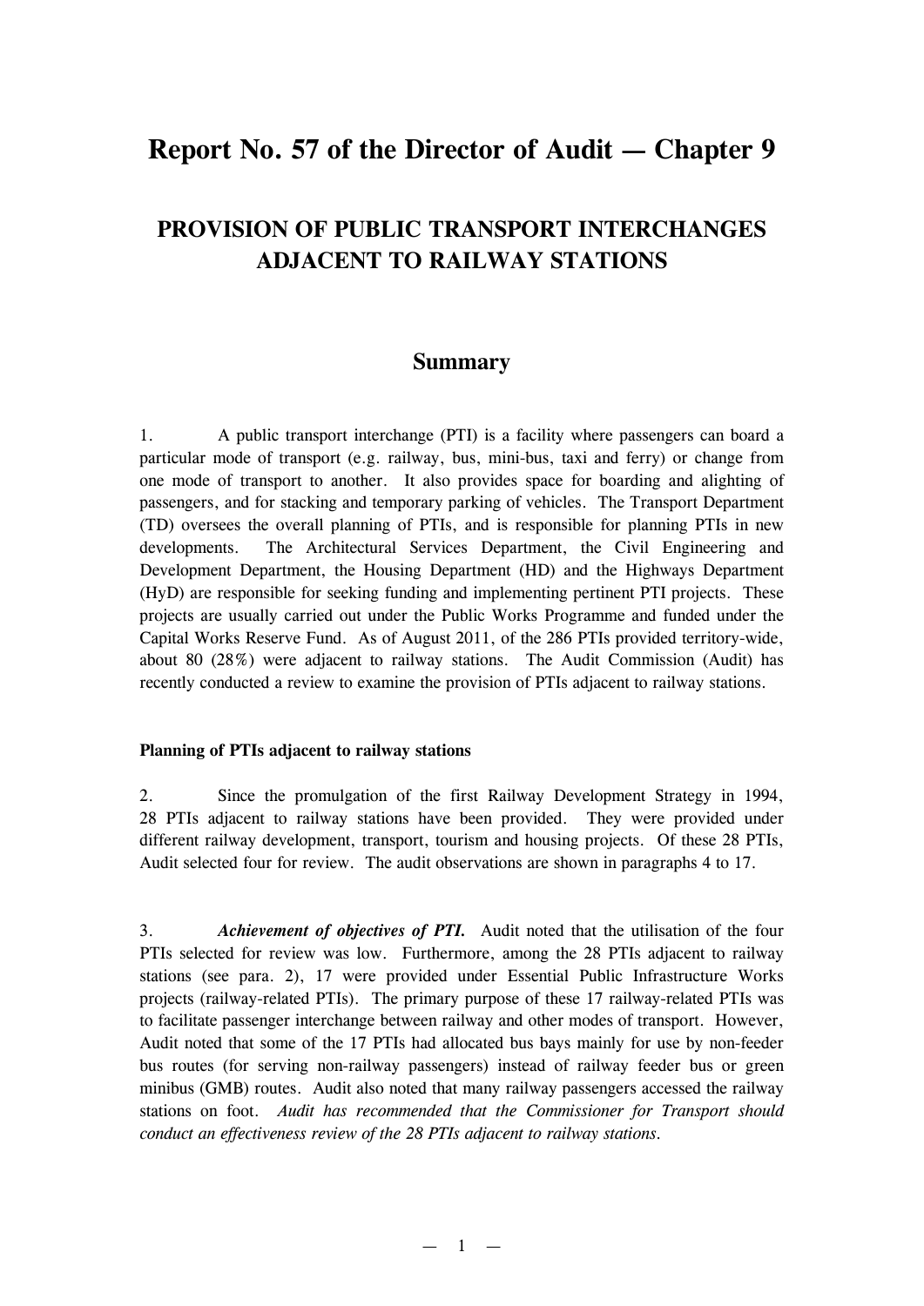# Report No. 57 of the Director of Audit — Chapter 9

## PROVISION OF PUBLIC TRANSPORT INTERCHANGES ADJACENT TO RAILWAY STATIONS

## Summary

1. A public transport interchange (PTI) is a facility where passengers can board a particular mode of transport (e.g. railway, bus, mini-bus, taxi and ferry) or change from one mode of transport to another. It also provides space for boarding and alighting of passengers, and for stacking and temporary parking of vehicles. The Transport Department (TD) oversees the overall planning of PTIs, and is responsible for planning PTIs in new developments. The Architectural Services Department, the Civil Engineering and Development Department, the Housing Department (HD) and the Highways Department (HyD) are responsible for seeking funding and implementing pertinent PTI projects. These projects are usually carried out under the Public Works Programme and funded under the Capital Works Reserve Fund. As of August 2011, of the 286 PTIs provided territory-wide, about 80 (28%) were adjacent to railway stations. The Audit Commission (Audit) has recently conducted a review to examine the provision of PTIs adjacent to railway stations.

**Planning of PTIs adjacent to railway stations**

2. Since the promulgation of the first Railway Development Strategy in 1994, 28 PTIs adjacent to railway stations have been provided. They were provided under different railway development, transport, tourism and housing projects. Of these 28 PTIs, Audit selected four for review. The audit observations are shown in paragraphs 4 to 17.

3. ***Achievement of objectives of PTI.*** Audit noted that the utilisation of the four PTIs selected for review was low. Furthermore, among the 28 PTIs adjacent to railway stations (see para. 2), 17 were provided under Essential Public Infrastructure Works projects (railway-related PTIs). The primary purpose of these 17 railway-related PTIs was to facilitate passenger interchange between railway and other modes of transport. However, Audit noted that some of the 17 PTIs had allocated bus bays mainly for use by non-feeder bus routes (for serving non-railway passengers) instead of railway feeder bus or green minibus (GMB) routes. Audit also noted that many railway passengers accessed the railway stations on foot. *Audit has recommended that the Commissioner for Transport should conduct an effectiveness review of the 28 PTIs adjacent to railway stations.*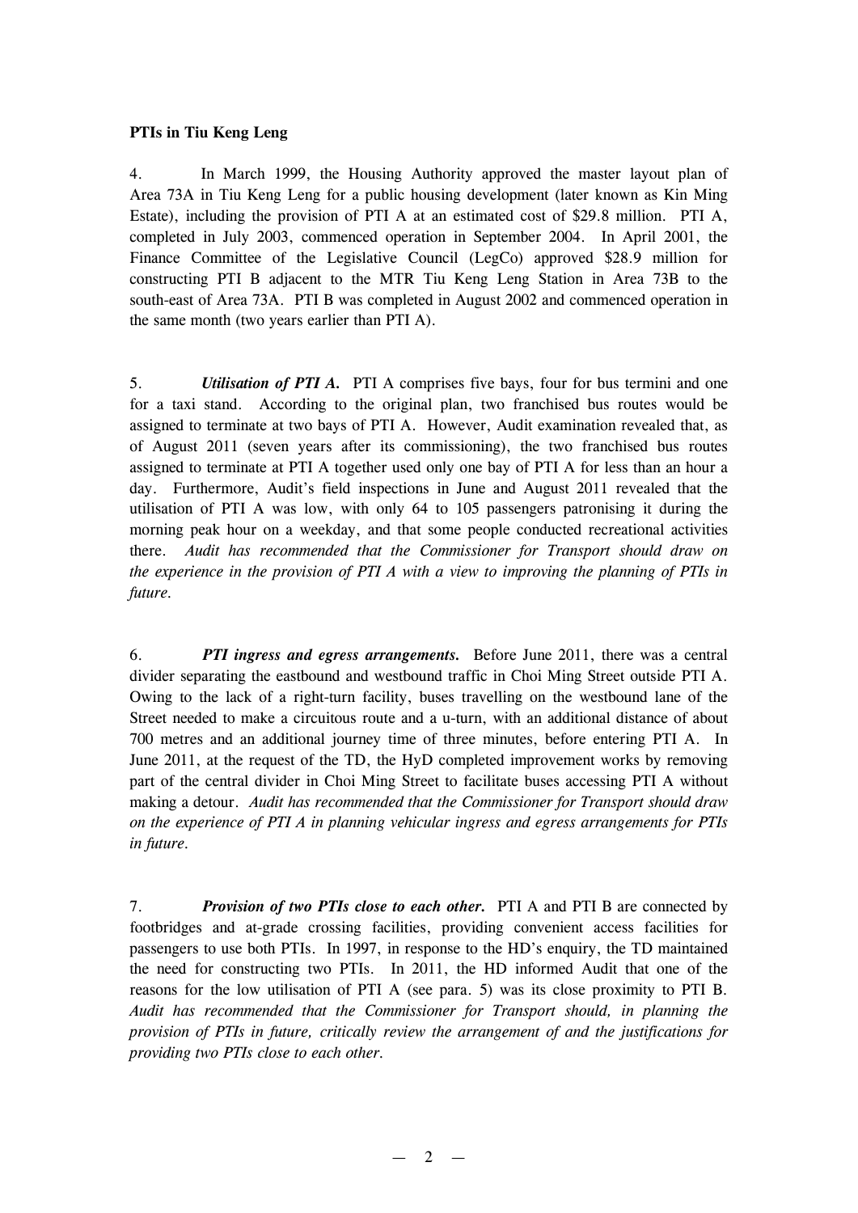**PTIs in Tiu Keng Leng**

4. In March 1999, the Housing Authority approved the master layout plan of Area 73A in Tiu Keng Leng for a public housing development (later known as Kin Ming Estate), including the provision of PTI A at an estimated cost of $29.8 million. PTI A, completed in July 2003, commenced operation in September 2004. In April 2001, the Finance Committee of the Legislative Council (LegCo) approved $28.9 million for constructing PTI B adjacent to the MTR Tiu Keng Leng Station in Area 73B to the south-east of Area 73A. PTI B was completed in August 2002 and commenced operation in the same month (two years earlier than PTI A).

5. ***Utilisation of PTI A.*** PTI A comprises five bays, four for bus termini and one for a taxi stand. According to the original plan, two franchised bus routes would be assigned to terminate at two bays of PTI A. However, Audit examination revealed that, as of August 2011 (seven years after its commissioning), the two franchised bus routes assigned to terminate at PTI A together used only one bay of PTI A for less than an hour a day. Furthermore, Audit's field inspections in June and August 2011 revealed that the utilisation of PTI A was low, with only 64 to 105 passengers patronising it during the morning peak hour on a weekday, and that some people conducted recreational activities there. *Audit has recommended that the Commissioner for Transport should draw on the experience in the provision of PTI A with a view to improving the planning of PTIs in future.*

6. ***PTI ingress and egress arrangements.*** Before June 2011, there was a central divider separating the eastbound and westbound traffic in Choi Ming Street outside PTI A. Owing to the lack of a right-turn facility, buses travelling on the westbound lane of the Street needed to make a circuitous route and a u-turn, with an additional distance of about 700 metres and an additional journey time of three minutes, before entering PTI A. In June 2011, at the request of the TD, the HyD completed improvement works by removing part of the central divider in Choi Ming Street to facilitate buses accessing PTI A without making a detour. *Audit has recommended that the Commissioner for Transport should draw on the experience of PTI A in planning vehicular ingress and egress arrangements for PTIs in future.*

7. ***Provision of two PTIs close to each other.*** PTI A and PTI B are connected by footbridges and at-grade crossing facilities, providing convenient access facilities for passengers to use both PTIs. In 1997, in response to the HD's enquiry, the TD maintained the need for constructing two PTIs. In 2011, the HD informed Audit that one of the reasons for the low utilisation of PTI A (see para. 5) was its close proximity to PTI B. *Audit has recommended that the Commissioner for Transport should, in planning the provision of PTIs in future, critically review the arrangement of and the justifications for providing two PTIs close to each other.*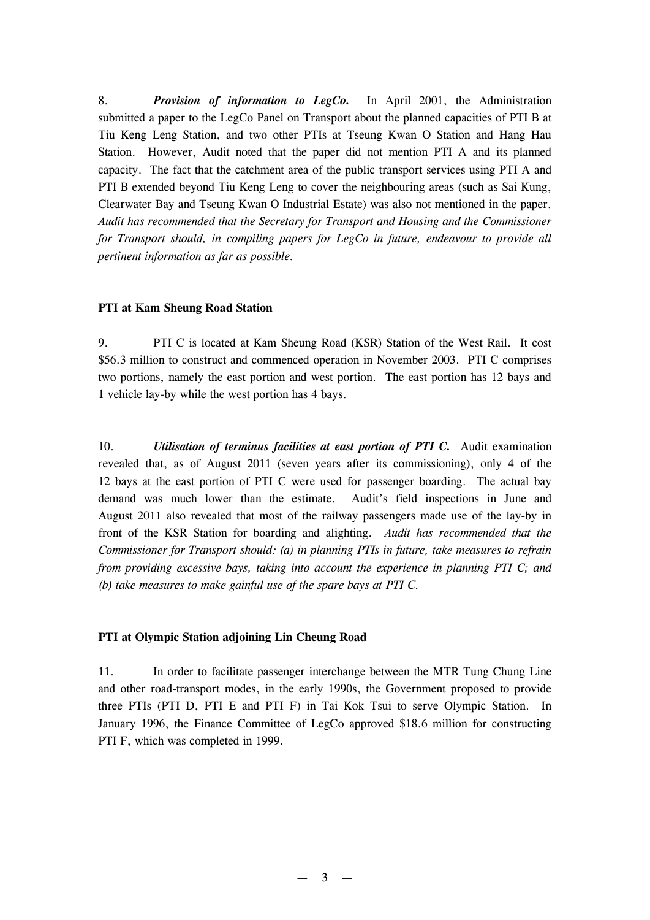8. ***Provision of information to LegCo.*** In April 2001, the Administration submitted a paper to the LegCo Panel on Transport about the planned capacities of PTI B at Tiu Keng Leng Station, and two other PTIs at Tseung Kwan O Station and Hang Hau Station. However, Audit noted that the paper did not mention PTI A and its planned capacity. The fact that the catchment area of the public transport services using PTI A and PTI B extended beyond Tiu Keng Leng to cover the neighbouring areas (such as Sai Kung, Clearwater Bay and Tseung Kwan O Industrial Estate) was also not mentioned in the paper. *Audit has recommended that the Secretary for Transport and Housing and the Commissioner for Transport should, in compiling papers for LegCo in future, endeavour to provide all pertinent information as far as possible.*

**PTI at Kam Sheung Road Station**

9. PTI C is located at Kam Sheung Road (KSR) Station of the West Rail. It cost $56.3 million to construct and commenced operation in November 2003. PTI C comprises two portions, namely the east portion and west portion. The east portion has 12 bays and 1 vehicle lay-by while the west portion has 4 bays.

10. ***Utilisation of terminus facilities at east portion of PTI C.*** Audit examination revealed that, as of August 2011 (seven years after its commissioning), only 4 of the 12 bays at the east portion of PTI C were used for passenger boarding. The actual bay demand was much lower than the estimate. Audit's field inspections in June and August 2011 also revealed that most of the railway passengers made use of the lay-by in front of the KSR Station for boarding and alighting. *Audit has recommended that the Commissioner for Transport should: (a) in planning PTIs in future, take measures to refrain from providing excessive bays, taking into account the experience in planning PTI C; and (b) take measures to make gainful use of the spare bays at PTI C.*

**PTI at Olympic Station adjoining Lin Cheung Road**

11. In order to facilitate passenger interchange between the MTR Tung Chung Line and other road-transport modes, in the early 1990s, the Government proposed to provide three PTIs (PTI D, PTI E and PTI F) in Tai Kok Tsui to serve Olympic Station. In January 1996, the Finance Committee of LegCo approved $18.6 million for constructing PTI F, which was completed in 1999.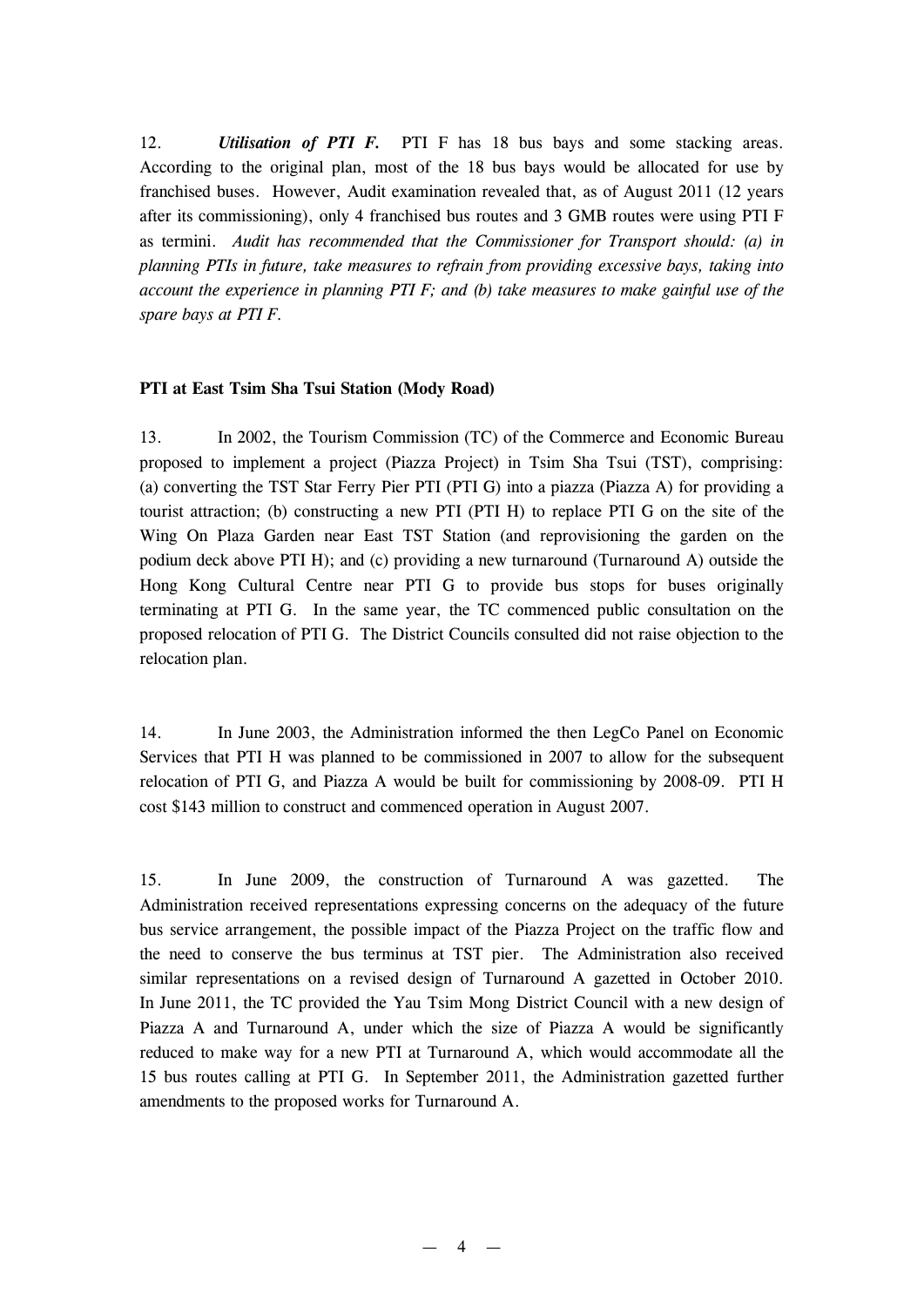12. ***Utilisation of PTI F.*** PTI F has 18 bus bays and some stacking areas. According to the original plan, most of the 18 bus bays would be allocated for use by franchised buses. However, Audit examination revealed that, as of August 2011 (12 years after its commissioning), only 4 franchised bus routes and 3 GMB routes were using PTI F as termini. *Audit has recommended that the Commissioner for Transport should: (a) in planning PTIs in future, take measures to refrain from providing excessive bays, taking into account the experience in planning PTI F; and (b) take measures to make gainful use of the spare bays at PTI F.*

**PTI at East Tsim Sha Tsui Station (Mody Road)**

13. In 2002, the Tourism Commission (TC) of the Commerce and Economic Bureau proposed to implement a project (Piazza Project) in Tsim Sha Tsui (TST), comprising: (a) converting the TST Star Ferry Pier PTI (PTI G) into a piazza (Piazza A) for providing a tourist attraction; (b) constructing a new PTI (PTI H) to replace PTI G on the site of the Wing On Plaza Garden near East TST Station (and reprovisioning the garden on the podium deck above PTI H); and (c) providing a new turnaround (Turnaround A) outside the Hong Kong Cultural Centre near PTI G to provide bus stops for buses originally terminating at PTI G. In the same year, the TC commenced public consultation on the proposed relocation of PTI G. The District Councils consulted did not raise objection to the relocation plan.

14. In June 2003, the Administration informed the then LegCo Panel on Economic Services that PTI H was planned to be commissioned in 2007 to allow for the subsequent relocation of PTI G, and Piazza A would be built for commissioning by 2008-09. PTI H cost $143 million to construct and commenced operation in August 2007.

15. In June 2009, the construction of Turnaround A was gazetted. The Administration received representations expressing concerns on the adequacy of the future bus service arrangement, the possible impact of the Piazza Project on the traffic flow and the need to conserve the bus terminus at TST pier. The Administration also received similar representations on a revised design of Turnaround A gazetted in October 2010. In June 2011, the TC provided the Yau Tsim Mong District Council with a new design of Piazza A and Turnaround A, under which the size of Piazza A would be significantly reduced to make way for a new PTI at Turnaround A, which would accommodate all the 15 bus routes calling at PTI G. In September 2011, the Administration gazetted further amendments to the proposed works for Turnaround A.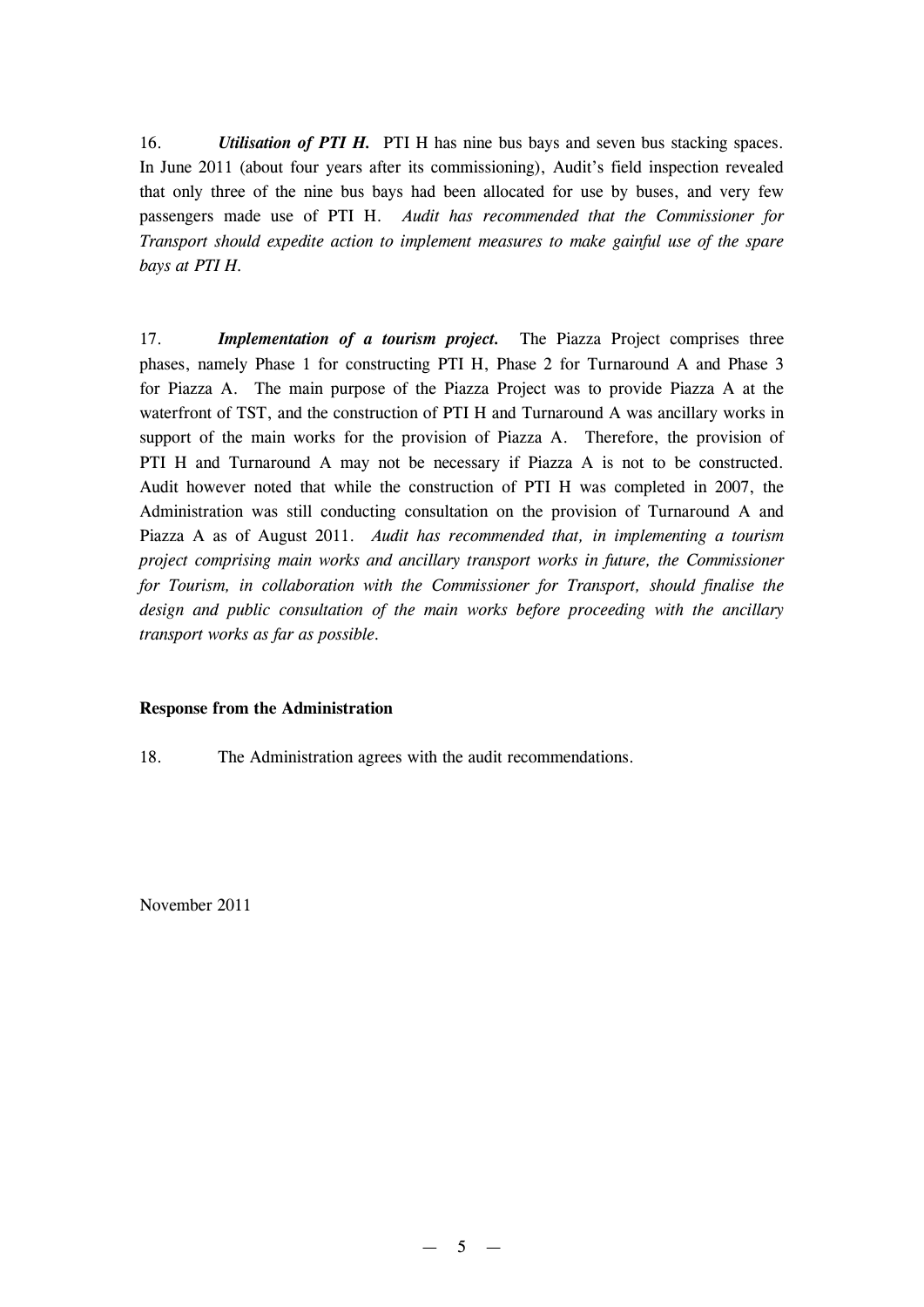16. ***Utilisation of PTI H.*** PTI H has nine bus bays and seven bus stacking spaces. In June 2011 (about four years after its commissioning), Audit's field inspection revealed that only three of the nine bus bays had been allocated for use by buses, and very few passengers made use of PTI H. *Audit has recommended that the Commissioner for Transport should expedite action to implement measures to make gainful use of the spare bays at PTI H.*

17. ***Implementation of a tourism project.*** The Piazza Project comprises three phases, namely Phase 1 for constructing PTI H, Phase 2 for Turnaround A and Phase 3 for Piazza A. The main purpose of the Piazza Project was to provide Piazza A at the waterfront of TST, and the construction of PTI H and Turnaround A was ancillary works in support of the main works for the provision of Piazza A. Therefore, the provision of PTI H and Turnaround A may not be necessary if Piazza A is not to be constructed. Audit however noted that while the construction of PTI H was completed in 2007, the Administration was still conducting consultation on the provision of Turnaround A and Piazza A as of August 2011. *Audit has recommended that, in implementing a tourism project comprising main works and ancillary transport works in future, the Commissioner for Tourism, in collaboration with the Commissioner for Transport, should finalise the design and public consultation of the main works before proceeding with the ancillary transport works as far as possible.*

**Response from the Administration**

18. The Administration agrees with the audit recommendations.

November 2011